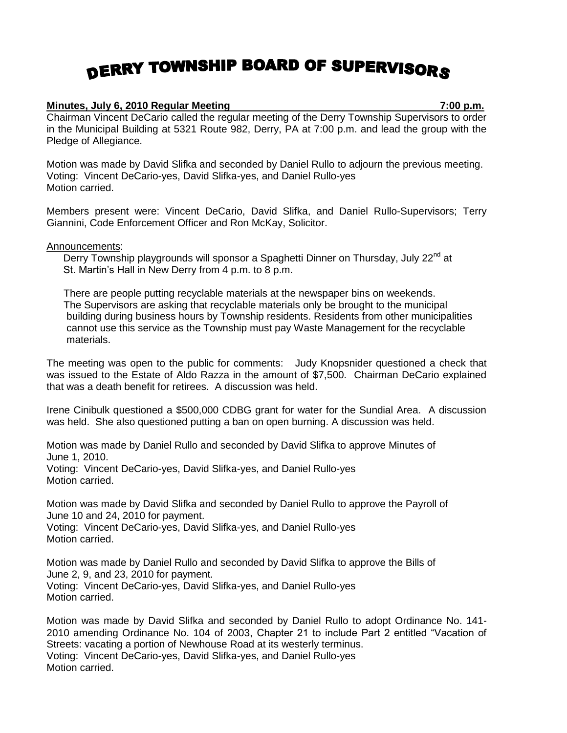# DERRY TOWNSHIP BOARD OF SUPERVISORS

**Minutes, July 6, 2010 Regular Meeting 7:00 p.m.**

Chairman Vincent DeCario called the regular meeting of the Derry Township Supervisors to order in the Municipal Building at 5321 Route 982, Derry, PA at 7:00 p.m. and lead the group with the Pledge of Allegiance.

Motion was made by David Slifka and seconded by Daniel Rullo to adjourn the previous meeting.
Voting: Vincent DeCario-yes, David Slifka-yes, and Daniel Rullo-yes
Motion carried.

Members present were: Vincent DeCario, David Slifka, and Daniel Rullo-Supervisors; Terry Giannini, Code Enforcement Officer and Ron McKay, Solicitor.

Announcements:

Derry Township playgrounds will sponsor a Spaghetti Dinner on Thursday, July 22nd at St. Martin's Hall in New Derry from 4 p.m. to 8 p.m.

There are people putting recyclable materials at the newspaper bins on weekends. The Supervisors are asking that recyclable materials only be brought to the municipal building during business hours by Township residents. Residents from other municipalities cannot use this service as the Township must pay Waste Management for the recyclable materials.

The meeting was open to the public for comments: Judy Knopsnider questioned a check that was issued to the Estate of Aldo Razza in the amount of $7,500. Chairman DeCario explained that was a death benefit for retirees. A discussion was held.

Irene Cinibulk questioned a $500,000 CDBG grant for water for the Sundial Area. A discussion was held. She also questioned putting a ban on open burning. A discussion was held.

Motion was made by Daniel Rullo and seconded by David Slifka to approve Minutes of June 1, 2010.
Voting: Vincent DeCario-yes, David Slifka-yes, and Daniel Rullo-yes
Motion carried.

Motion was made by David Slifka and seconded by Daniel Rullo to approve the Payroll of June 10 and 24, 2010 for payment.
Voting: Vincent DeCario-yes, David Slifka-yes, and Daniel Rullo-yes
Motion carried.

Motion was made by Daniel Rullo and seconded by David Slifka to approve the Bills of June 2, 9, and 23, 2010 for payment.
Voting: Vincent DeCario-yes, David Slifka-yes, and Daniel Rullo-yes
Motion carried.

Motion was made by David Slifka and seconded by Daniel Rullo to adopt Ordinance No. 141-2010 amending Ordinance No. 104 of 2003, Chapter 21 to include Part 2 entitled "Vacation of Streets: vacating a portion of Newhouse Road at its westerly terminus.
Voting: Vincent DeCario-yes, David Slifka-yes, and Daniel Rullo-yes
Motion carried.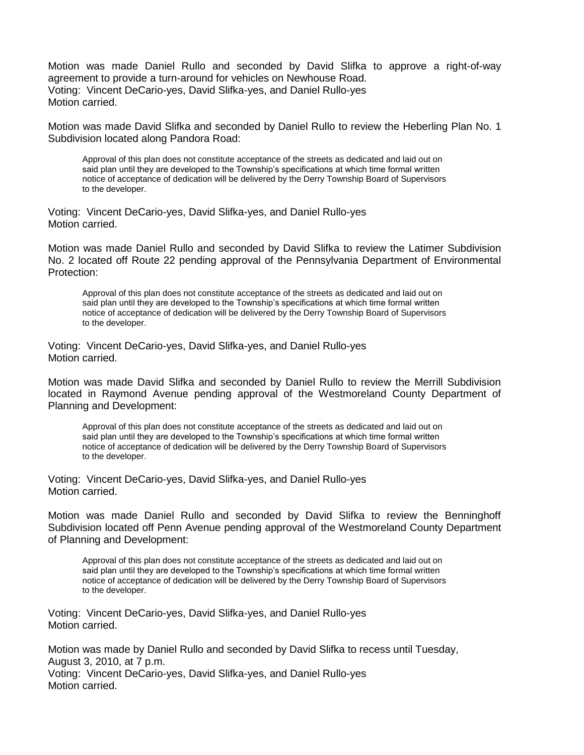Motion was made Daniel Rullo and seconded by David Slifka to approve a right-of-way agreement to provide a turn-around for vehicles on Newhouse Road.
Voting: Vincent DeCario-yes, David Slifka-yes, and Daniel Rullo-yes
Motion carried.

Motion was made David Slifka and seconded by Daniel Rullo to review the Heberling Plan No. 1 Subdivision located along Pandora Road:

> Approval of this plan does not constitute acceptance of the streets as dedicated and laid out on said plan until they are developed to the Township's specifications at which time formal written notice of acceptance of dedication will be delivered by the Derry Township Board of Supervisors to the developer.

Voting: Vincent DeCario-yes, David Slifka-yes, and Daniel Rullo-yes
Motion carried.

Motion was made Daniel Rullo and seconded by David Slifka to review the Latimer Subdivision No. 2 located off Route 22 pending approval of the Pennsylvania Department of Environmental Protection:

> Approval of this plan does not constitute acceptance of the streets as dedicated and laid out on said plan until they are developed to the Township's specifications at which time formal written notice of acceptance of dedication will be delivered by the Derry Township Board of Supervisors to the developer.

Voting: Vincent DeCario-yes, David Slifka-yes, and Daniel Rullo-yes
Motion carried.

Motion was made David Slifka and seconded by Daniel Rullo to review the Merrill Subdivision located in Raymond Avenue pending approval of the Westmoreland County Department of Planning and Development:

> Approval of this plan does not constitute acceptance of the streets as dedicated and laid out on said plan until they are developed to the Township's specifications at which time formal written notice of acceptance of dedication will be delivered by the Derry Township Board of Supervisors to the developer.

Voting: Vincent DeCario-yes, David Slifka-yes, and Daniel Rullo-yes
Motion carried.

Motion was made Daniel Rullo and seconded by David Slifka to review the Benninghoff Subdivision located off Penn Avenue pending approval of the Westmoreland County Department of Planning and Development:

> Approval of this plan does not constitute acceptance of the streets as dedicated and laid out on said plan until they are developed to the Township's specifications at which time formal written notice of acceptance of dedication will be delivered by the Derry Township Board of Supervisors to the developer.

Voting: Vincent DeCario-yes, David Slifka-yes, and Daniel Rullo-yes
Motion carried.

Motion was made by Daniel Rullo and seconded by David Slifka to recess until Tuesday, August 3, 2010, at 7 p.m.
Voting: Vincent DeCario-yes, David Slifka-yes, and Daniel Rullo-yes
Motion carried.